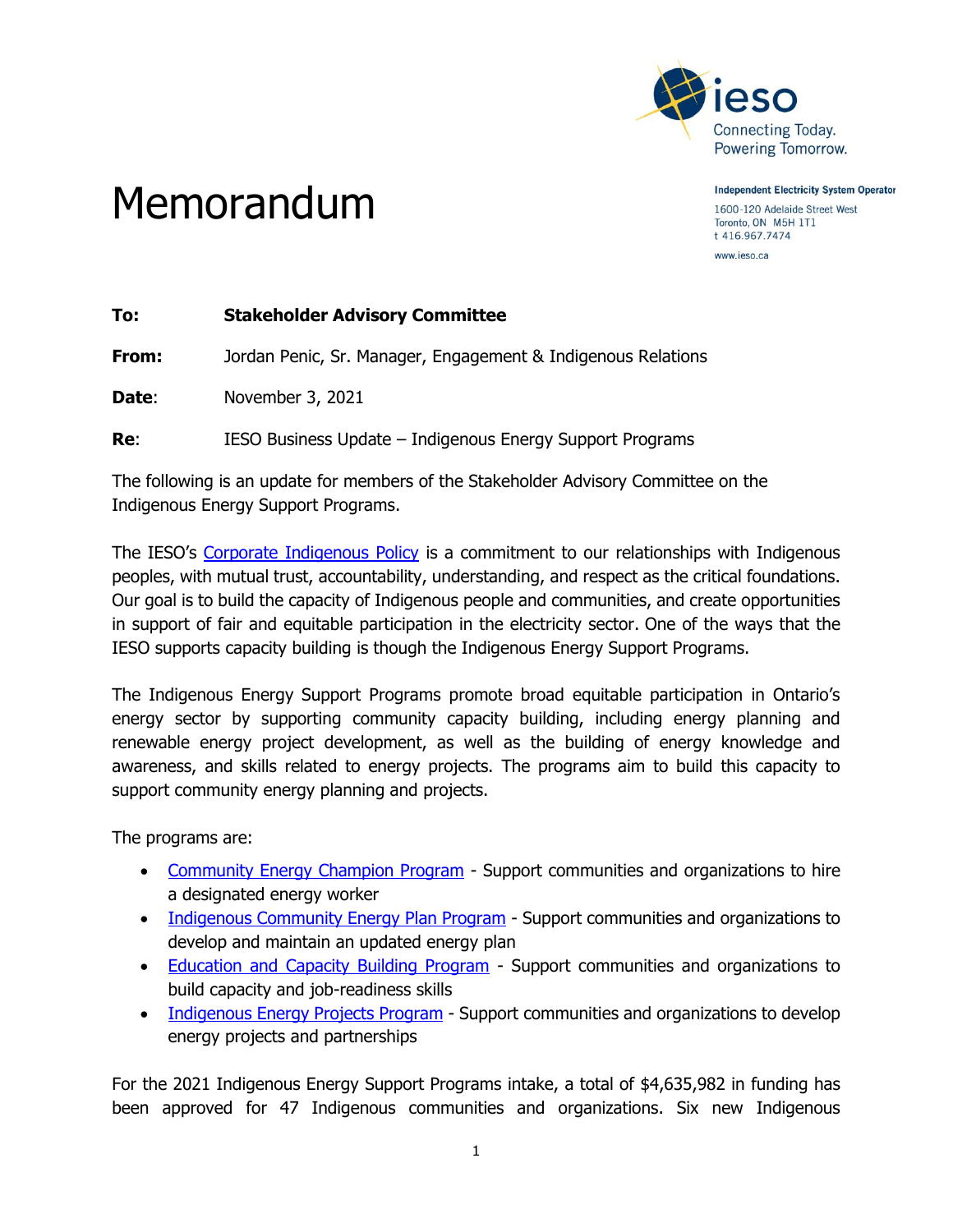Independent Electricity System Operator
1600-120 Adelaide Street West
Toronto, ON M5H 1T1
t 416.967.7474
www.ieso.ca

# Memorandum

**To:** **Stakeholder Advisory Committee**

**From:** Jordan Penic, Sr. Manager, Engagement & Indigenous Relations

**Date**: November 3, 2021

**Re**: IESO Business Update – Indigenous Energy Support Programs

The following is an update for members of the Stakeholder Advisory Committee on the Indigenous Energy Support Programs.

The IESO's Corporate Indigenous Policy is a commitment to our relationships with Indigenous peoples, with mutual trust, accountability, understanding, and respect as the critical foundations. Our goal is to build the capacity of Indigenous people and communities, and create opportunities in support of fair and equitable participation in the electricity sector. One of the ways that the IESO supports capacity building is though the Indigenous Energy Support Programs.

The Indigenous Energy Support Programs promote broad equitable participation in Ontario's energy sector by supporting community capacity building, including energy planning and renewable energy project development, as well as the building of energy knowledge and awareness, and skills related to energy projects. The programs aim to build this capacity to support community energy planning and projects.

The programs are:

- Community Energy Champion Program - Support communities and organizations to hire a designated energy worker
- Indigenous Community Energy Plan Program - Support communities and organizations to develop and maintain an updated energy plan
- Education and Capacity Building Program - Support communities and organizations to build capacity and job-readiness skills
- Indigenous Energy Projects Program - Support communities and organizations to develop energy projects and partnerships

For the 2021 Indigenous Energy Support Programs intake, a total of $4,635,982 in funding has been approved for 47 Indigenous communities and organizations. Six new Indigenous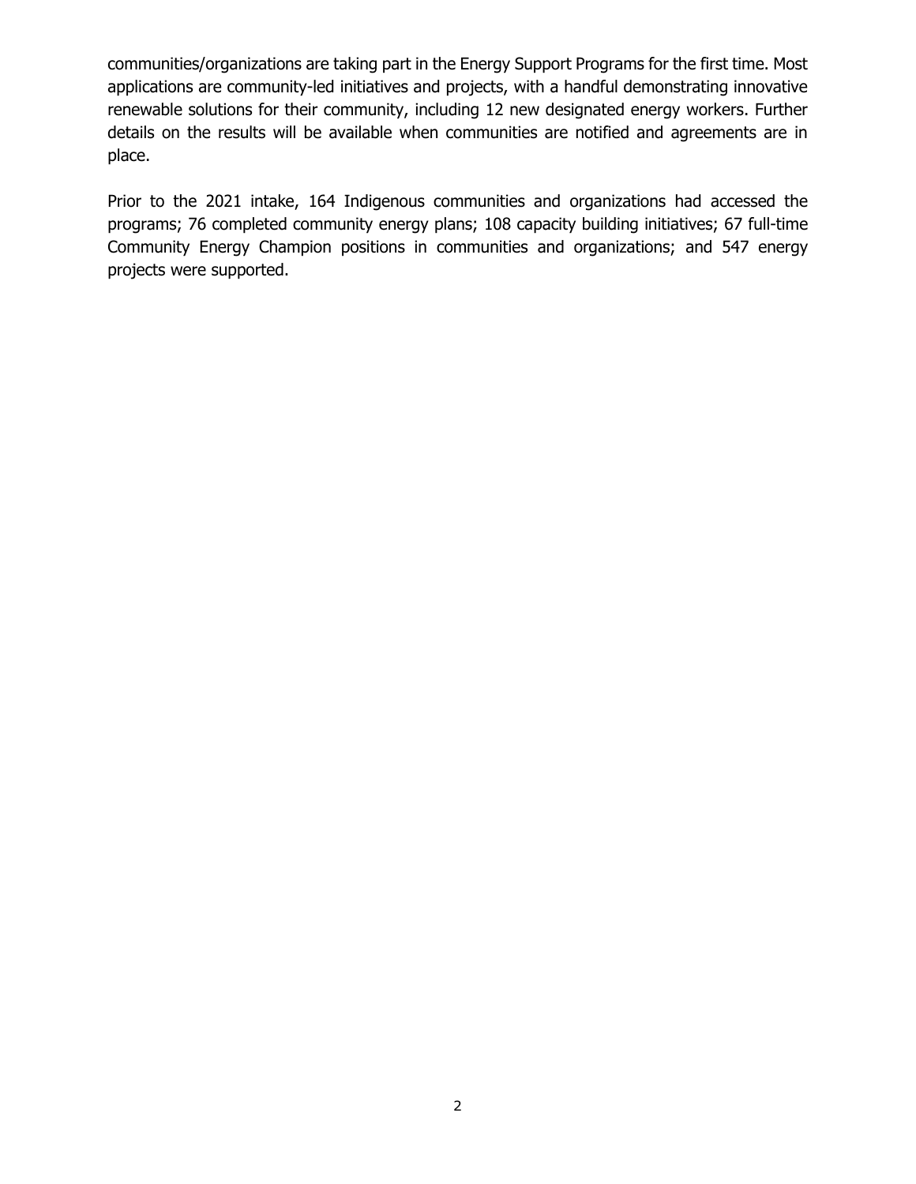communities/organizations are taking part in the Energy Support Programs for the first time. Most applications are community-led initiatives and projects, with a handful demonstrating innovative renewable solutions for their community, including 12 new designated energy workers. Further details on the results will be available when communities are notified and agreements are in place.

Prior to the 2021 intake, 164 Indigenous communities and organizations had accessed the programs; 76 completed community energy plans; 108 capacity building initiatives; 67 full-time Community Energy Champion positions in communities and organizations; and 547 energy projects were supported.